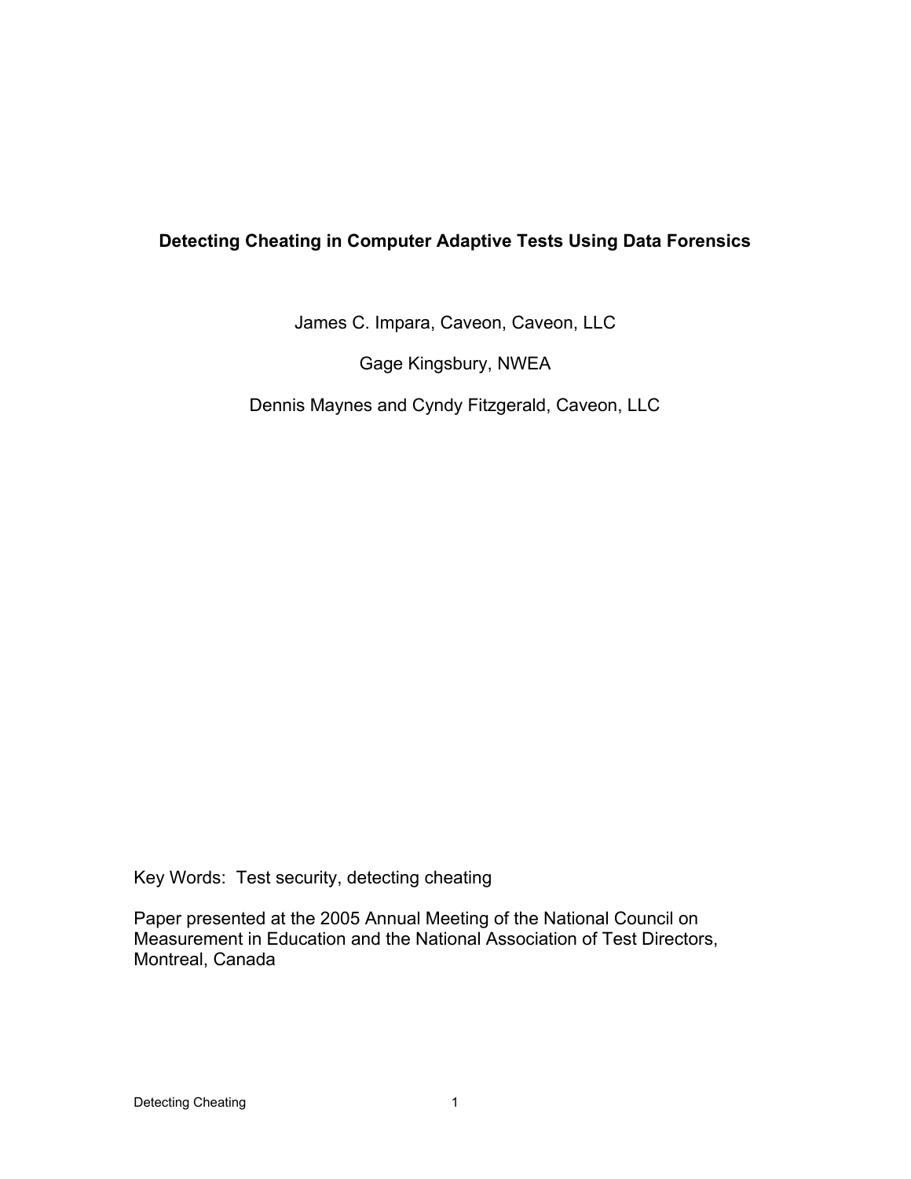# Detecting Cheating in Computer Adaptive Tests Using Data Forensics

James C. Impara, Caveon, Caveon, LLC

Gage Kingsbury, NWEA

Dennis Maynes and Cyndy Fitzgerald, Caveon, LLC

Key Words: Test security, detecting cheating

Paper presented at the 2005 Annual Meeting of the National Council on Measurement in Education and the National Association of Test Directors, Montreal, Canada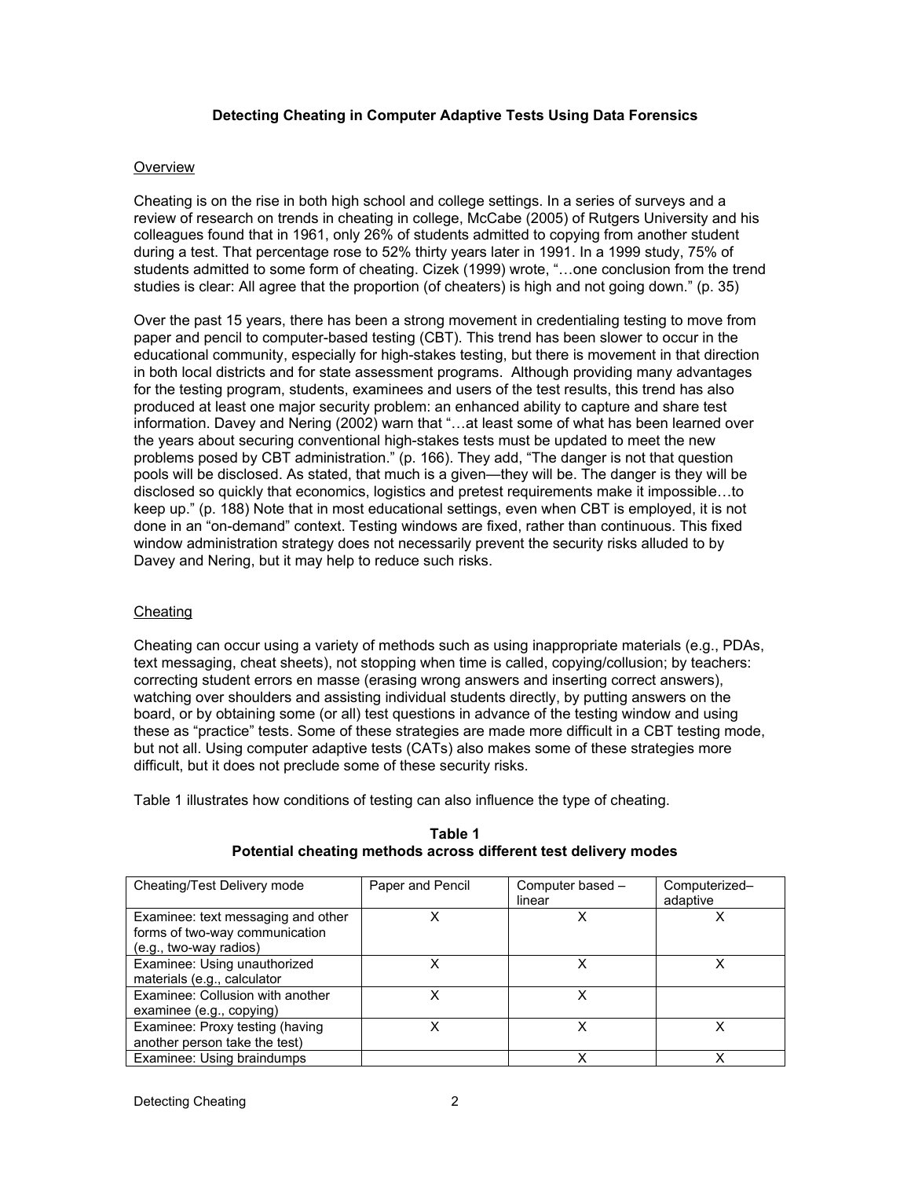### Detecting Cheating in Computer Adaptive Tests Using Data Forensics

#### Overview

Cheating is on the rise in both high school and college settings. In a series of surveys and a review of research on trends in cheating in college, McCabe (2005) of Rutgers University and his colleagues found that in 1961, only 26% of students admitted to copying from another student during a test. That percentage rose to 52% thirty years later in 1991. In a 1999 study, 75% of students admitted to some form of cheating. Cizek (1999) wrote, "…one conclusion from the trend studies is clear: All agree that the proportion (of cheaters) is high and not going down." (p. 35)

Over the past 15 years, there has been a strong movement in credentialing testing to move from paper and pencil to computer-based testing (CBT). This trend has been slower to occur in the educational community, especially for high-stakes testing, but there is movement in that direction in both local districts and for state assessment programs. Although providing many advantages for the testing program, students, examinees and users of the test results, this trend has also produced at least one major security problem: an enhanced ability to capture and share test information. Davey and Nering (2002) warn that "…at least some of what has been learned over the years about securing conventional high-stakes tests must be updated to meet the new problems posed by CBT administration." (p. 166). They add, "The danger is not that question pools will be disclosed. As stated, that much is a given—they will be. The danger is they will be disclosed so quickly that economics, logistics and pretest requirements make it impossible…to keep up." (p. 188) Note that in most educational settings, even when CBT is employed, it is not done in an "on-demand" context. Testing windows are fixed, rather than continuous. This fixed window administration strategy does not necessarily prevent the security risks alluded to by Davey and Nering, but it may help to reduce such risks.

#### Cheating

Cheating can occur using a variety of methods such as using inappropriate materials (e.g., PDAs, text messaging, cheat sheets), not stopping when time is called, copying/collusion; by teachers: correcting student errors en masse (erasing wrong answers and inserting correct answers), watching over shoulders and assisting individual students directly, by putting answers on the board, or by obtaining some (or all) test questions in advance of the testing window and using these as "practice" tests. Some of these strategies are made more difficult in a CBT testing mode, but not all. Using computer adaptive tests (CATs) also makes some of these strategies more difficult, but it does not preclude some of these security risks.

Table 1 illustrates how conditions of testing can also influence the type of cheating.

**Table 1**
**Potential cheating methods across different test delivery modes**

| Cheating/Test Delivery mode | Paper and Pencil | Computer based – linear | Computerized–adaptive |
|---|---|---|---|
| Examinee: text messaging and other forms of two-way communication (e.g., two-way radios) | X | X | X |
| Examinee: Using unauthorized materials (e.g., calculator | X | X | X |
| Examinee: Collusion with another examinee (e.g., copying) | X | X | |
| Examinee: Proxy testing (having another person take the test) | X | X | X |
| Examinee: Using braindumps | | X | X |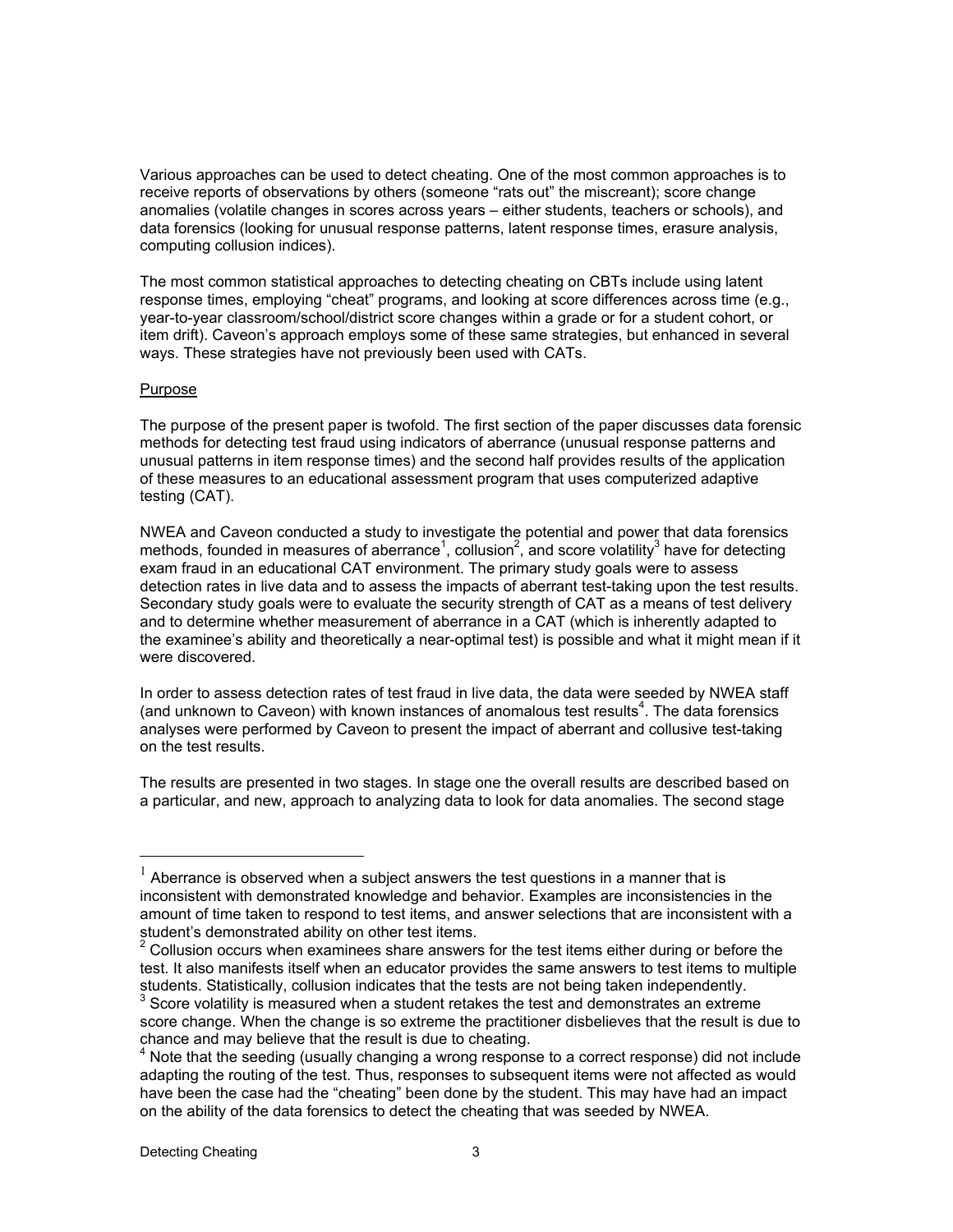Various approaches can be used to detect cheating. One of the most common approaches is to receive reports of observations by others (someone “rats out” the miscreant); score change anomalies (volatile changes in scores across years – either students, teachers or schools), and data forensics (looking for unusual response patterns, latent response times, erasure analysis, computing collusion indices).

The most common statistical approaches to detecting cheating on CBTs include using latent response times, employing “cheat” programs, and looking at score differences across time (e.g., year-to-year classroom/school/district score changes within a grade or for a student cohort, or item drift). Caveon’s approach employs some of these same strategies, but enhanced in several ways. These strategies have not previously been used with CATs.

## Purpose

The purpose of the present paper is twofold. The first section of the paper discusses data forensic methods for detecting test fraud using indicators of aberrance (unusual response patterns and unusual patterns in item response times) and the second half provides results of the application of these measures to an educational assessment program that uses computerized adaptive testing (CAT).

NWEA and Caveon conducted a study to investigate the potential and power that data forensics methods, founded in measures of aberrance[1], collusion[2], and score volatility[3] have for detecting exam fraud in an educational CAT environment. The primary study goals were to assess detection rates in live data and to assess the impacts of aberrant test-taking upon the test results. Secondary study goals were to evaluate the security strength of CAT as a means of test delivery and to determine whether measurement of aberrance in a CAT (which is inherently adapted to the examinee’s ability and theoretically a near-optimal test) is possible and what it might mean if it were discovered.

In order to assess detection rates of test fraud in live data, the data were seeded by NWEA staff (and unknown to Caveon) with known instances of anomalous test results[4]. The data forensics analyses were performed by Caveon to present the impact of aberrant and collusive test-taking on the test results.

The results are presented in two stages. In stage one the overall results are described based on a particular, and new, approach to analyzing data to look for data anomalies. The second stage

---

[1] Aberrance is observed when a subject answers the test questions in a manner that is inconsistent with demonstrated knowledge and behavior. Examples are inconsistencies in the amount of time taken to respond to test items, and answer selections that are inconsistent with a student’s demonstrated ability on other test items.

[2] Collusion occurs when examinees share answers for the test items either during or before the test. It also manifests itself when an educator provides the same answers to test items to multiple students. Statistically, collusion indicates that the tests are not being taken independently.

[3] Score volatility is measured when a student retakes the test and demonstrates an extreme score change. When the change is so extreme the practitioner disbelieves that the result is due to chance and may believe that the result is due to cheating.

[4] Note that the seeding (usually changing a wrong response to a correct response) did not include adapting the routing of the test. Thus, responses to subsequent items were not affected as would have been the case had the “cheating” been done by the student. This may have had an impact on the ability of the data forensics to detect the cheating that was seeded by NWEA.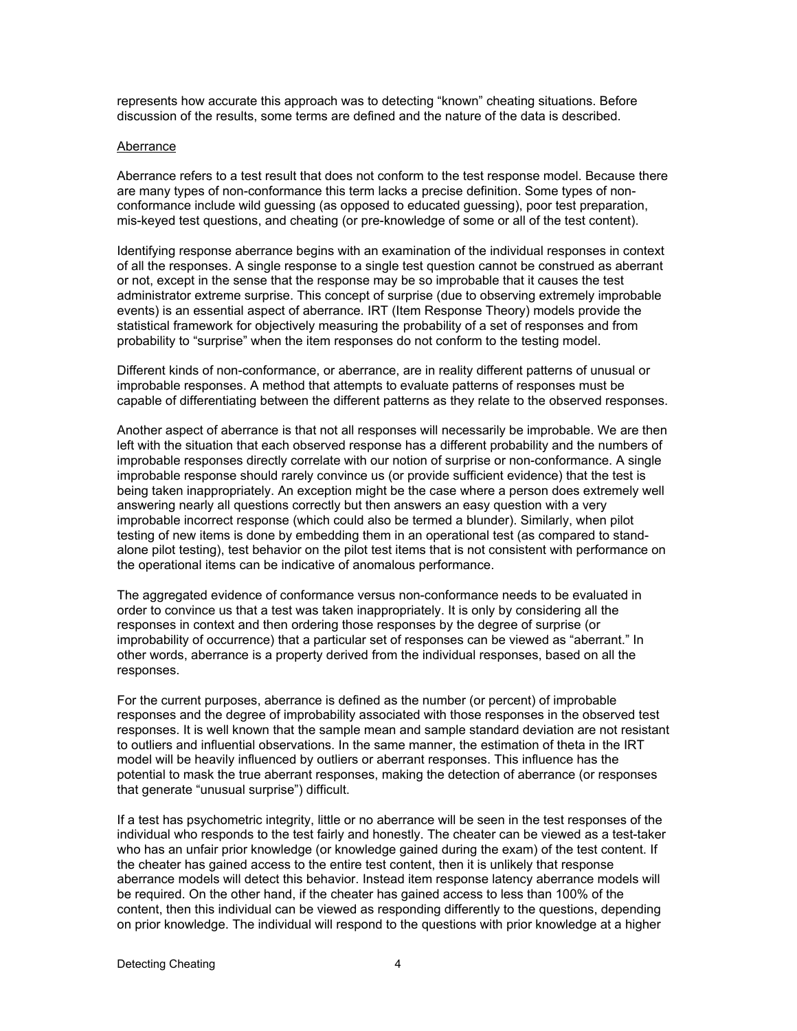represents how accurate this approach was to detecting "known" cheating situations. Before discussion of the results, some terms are defined and the nature of the data is described.

### Aberrance

Aberrance refers to a test result that does not conform to the test response model. Because there are many types of non-conformance this term lacks a precise definition. Some types of non-conformance include wild guessing (as opposed to educated guessing), poor test preparation, mis-keyed test questions, and cheating (or pre-knowledge of some or all of the test content).

Identifying response aberrance begins with an examination of the individual responses in context of all the responses. A single response to a single test question cannot be construed as aberrant or not, except in the sense that the response may be so improbable that it causes the test administrator extreme surprise. This concept of surprise (due to observing extremely improbable events) is an essential aspect of aberrance. IRT (Item Response Theory) models provide the statistical framework for objectively measuring the probability of a set of responses and from probability to "surprise" when the item responses do not conform to the testing model.

Different kinds of non-conformance, or aberrance, are in reality different patterns of unusual or improbable responses. A method that attempts to evaluate patterns of responses must be capable of differentiating between the different patterns as they relate to the observed responses.

Another aspect of aberrance is that not all responses will necessarily be improbable. We are then left with the situation that each observed response has a different probability and the numbers of improbable responses directly correlate with our notion of surprise or non-conformance. A single improbable response should rarely convince us (or provide sufficient evidence) that the test is being taken inappropriately. An exception might be the case where a person does extremely well answering nearly all questions correctly but then answers an easy question with a very improbable incorrect response (which could also be termed a blunder). Similarly, when pilot testing of new items is done by embedding them in an operational test (as compared to stand-alone pilot testing), test behavior on the pilot test items that is not consistent with performance on the operational items can be indicative of anomalous performance.

The aggregated evidence of conformance versus non-conformance needs to be evaluated in order to convince us that a test was taken inappropriately. It is only by considering all the responses in context and then ordering those responses by the degree of surprise (or improbability of occurrence) that a particular set of responses can be viewed as "aberrant." In other words, aberrance is a property derived from the individual responses, based on all the responses.

For the current purposes, aberrance is defined as the number (or percent) of improbable responses and the degree of improbability associated with those responses in the observed test responses. It is well known that the sample mean and sample standard deviation are not resistant to outliers and influential observations. In the same manner, the estimation of theta in the IRT model will be heavily influenced by outliers or aberrant responses. This influence has the potential to mask the true aberrant responses, making the detection of aberrance (or responses that generate "unusual surprise") difficult.

If a test has psychometric integrity, little or no aberrance will be seen in the test responses of the individual who responds to the test fairly and honestly. The cheater can be viewed as a test-taker who has an unfair prior knowledge (or knowledge gained during the exam) of the test content. If the cheater has gained access to the entire test content, then it is unlikely that response aberrance models will detect this behavior. Instead item response latency aberrance models will be required. On the other hand, if the cheater has gained access to less than 100% of the content, then this individual can be viewed as responding differently to the questions, depending on prior knowledge. The individual will respond to the questions with prior knowledge at a higher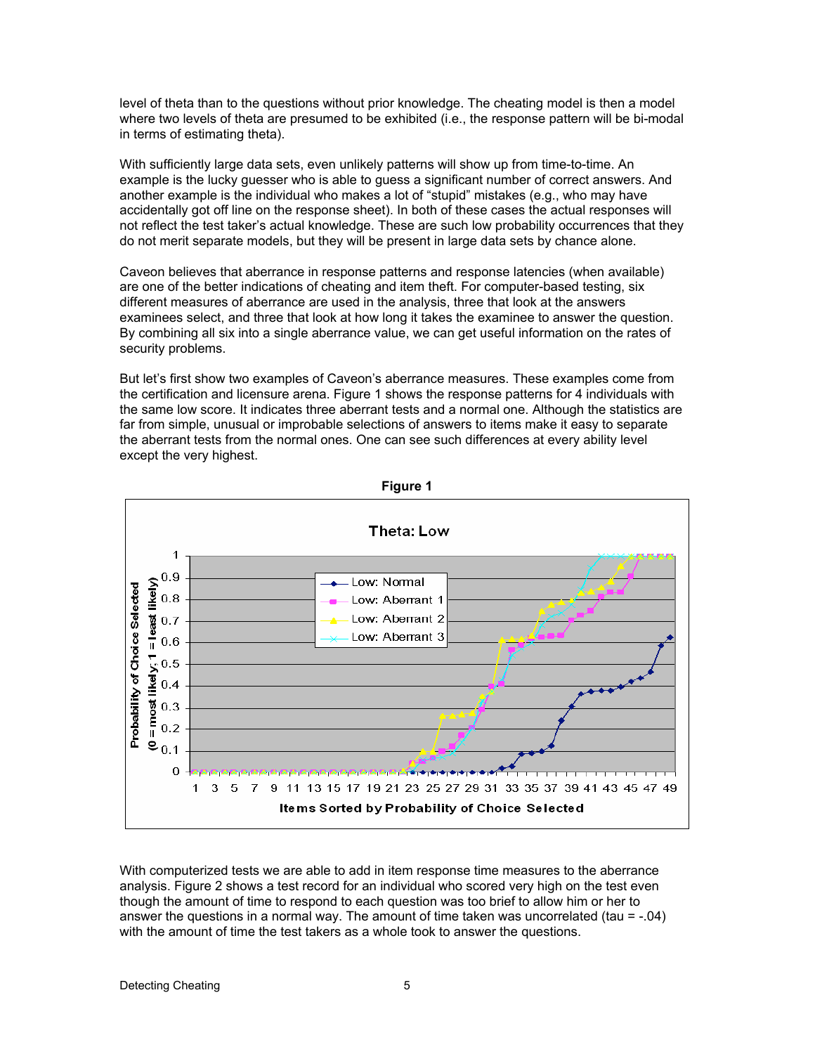level of theta than to the questions without prior knowledge. The cheating model is then a model where two levels of theta are presumed to be exhibited (i.e., the response pattern will be bi-modal in terms of estimating theta).

With sufficiently large data sets, even unlikely patterns will show up from time-to-time. An example is the lucky guesser who is able to guess a significant number of correct answers. And another example is the individual who makes a lot of "stupid" mistakes (e.g., who may have accidentally got off line on the response sheet). In both of these cases the actual responses will not reflect the test taker's actual knowledge. These are such low probability occurrences that they do not merit separate models, but they will be present in large data sets by chance alone.

Caveon believes that aberrance in response patterns and response latencies (when available) are one of the better indications of cheating and item theft. For computer-based testing, six different measures of aberrance are used in the analysis, three that look at the answers examinees select, and three that look at how long it takes the examinee to answer the question. By combining all six into a single aberrance value, we can get useful information on the rates of security problems.

But let's first show two examples of Caveon's aberrance measures. These examples come from the certification and licensure arena. Figure 1 shows the response patterns for 4 individuals with the same low score. It indicates three aberrant tests and a normal one. Although the statistics are far from simple, unusual or improbable selections of answers to items make it easy to separate the aberrant tests from the normal ones. One can see such differences at every ability level except the very highest.

**Figure 1**

With computerized tests we are able to add in item response time measures to the aberrance analysis. Figure 2 shows a test record for an individual who scored very high on the test even though the amount of time to respond to each question was too brief to allow him or her to answer the questions in a normal way. The amount of time taken was uncorrelated (tau = -.04) with the amount of time the test takers as a whole took to answer the questions.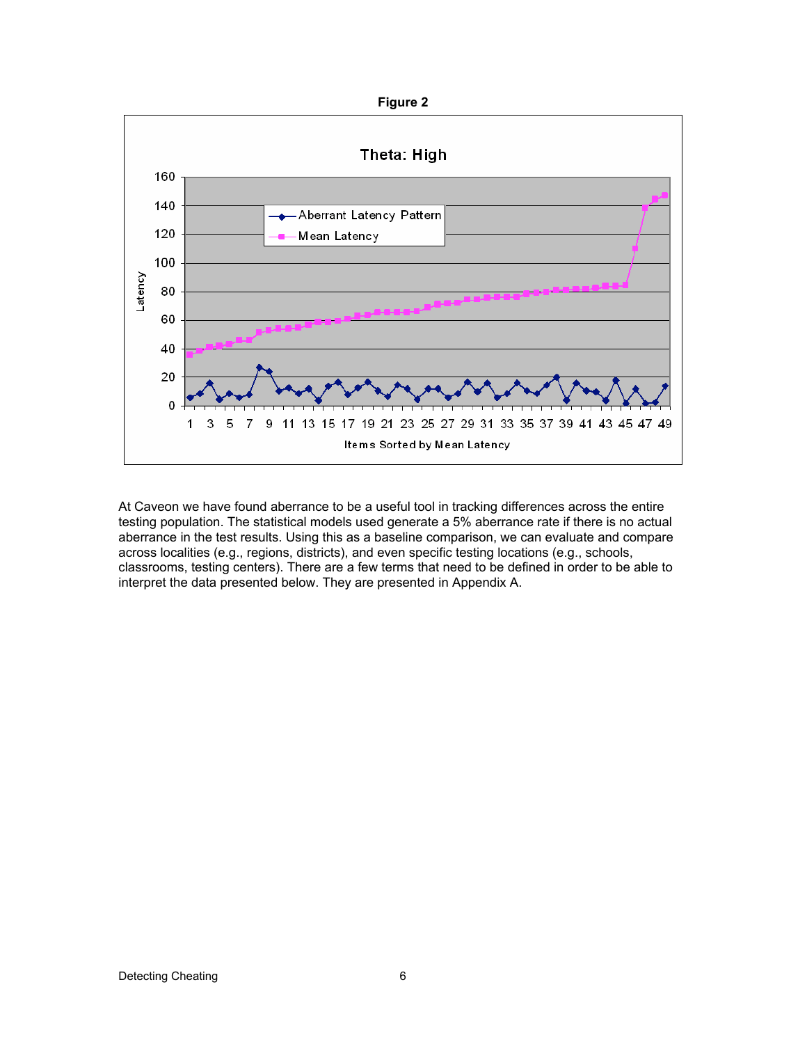**Figure 2**

At Caveon we have found aberrance to be a useful tool in tracking differences across the entire testing population. The statistical models used generate a 5% aberrance rate if there is no actual aberrance in the test results. Using this as a baseline comparison, we can evaluate and compare across localities (e.g., regions, districts), and even specific testing locations (e.g., schools, classrooms, testing centers). There are a few terms that need to be defined in order to be able to interpret the data presented below. They are presented in Appendix A.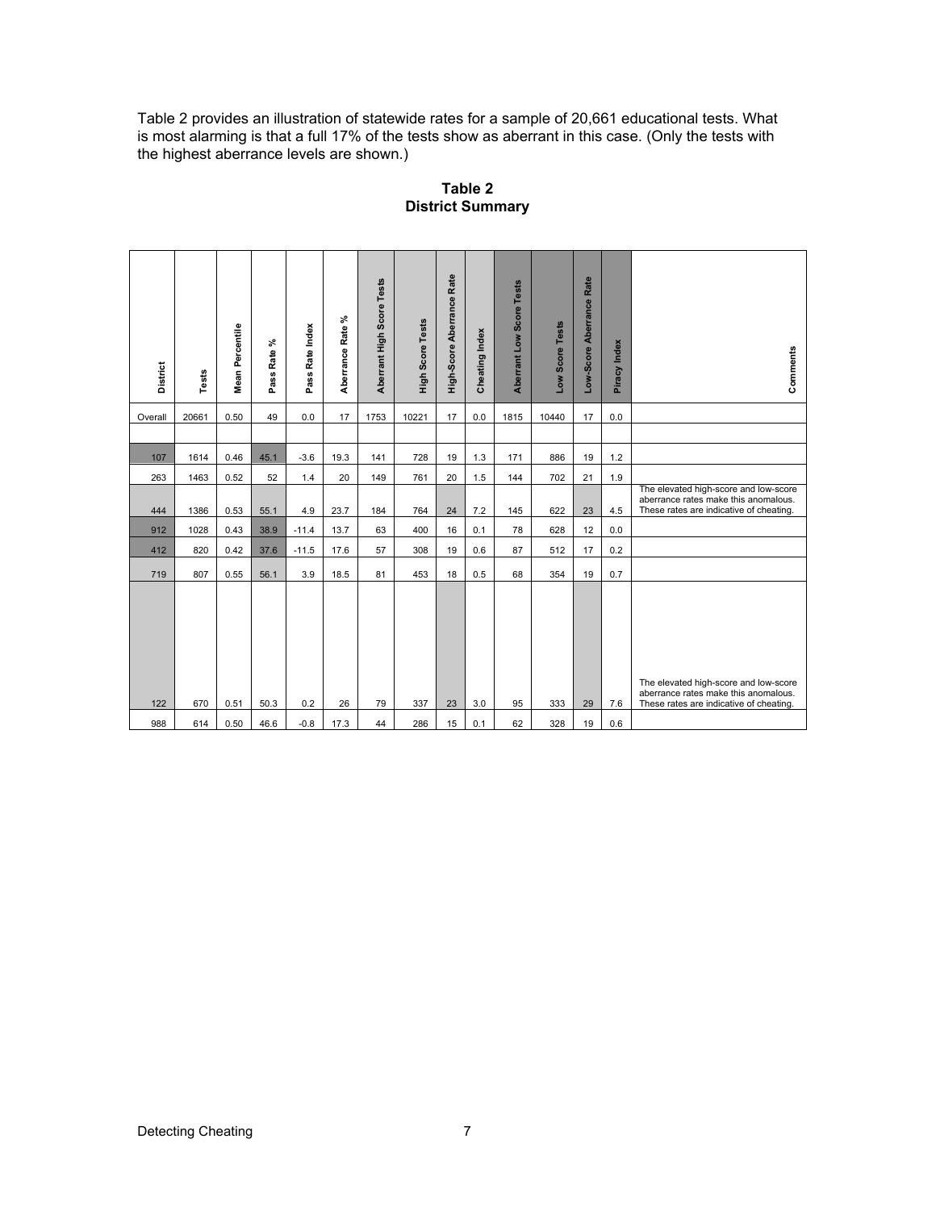Table 2 provides an illustration of statewide rates for a sample of 20,661 educational tests. What is most alarming is that a full 17% of the tests show as aberrant in this case. (Only the tests with the highest aberrance levels are shown.)

**Table 2**
**District Summary**

| District | Tests | Mean Percentile | Pass Rate % | Pass Rate Index | Aberrance Rate % | Aberrant High Score Tests | High Score Tests | High-Score Aberrance Rate | Cheating Index | Aberrant Low Score Tests | Low Score Tests | Low-Score Aberrance Rate | Piracy Index | Comments |
|---|---|---|---|---|---|---|---|---|---|---|---|---|---|---|
| Overall | 20661 | 0.50 | 49 | 0.0 | 17 | 1753 | 10221 | 17 | 0.0 | 1815 | 10440 | 17 | 0.0 | |
| | | | | | | | | | | | | | | |
| 107 | 1614 | 0.46 | 45.1 | -3.6 | 19.3 | 141 | 728 | 19 | 1.3 | 171 | 886 | 19 | 1.2 | |
| 263 | 1463 | 0.52 | 52 | 1.4 | 20 | 149 | 761 | 20 | 1.5 | 144 | 702 | 21 | 1.9 | |
| 444 | 1386 | 0.53 | 55.1 | 4.9 | 23.7 | 184 | 764 | 24 | 7.2 | 145 | 622 | 23 | 4.5 | The elevated high-score and low-score aberrance rates make this anomalous. These rates are indicative of cheating. |
| 912 | 1028 | 0.43 | 38.9 | -11.4 | 13.7 | 63 | 400 | 16 | 0.1 | 78 | 628 | 12 | 0.0 | |
| 412 | 820 | 0.42 | 37.6 | -11.5 | 17.6 | 57 | 308 | 19 | 0.6 | 87 | 512 | 17 | 0.2 | |
| 719 | 807 | 0.55 | 56.1 | 3.9 | 18.5 | 81 | 453 | 18 | 0.5 | 68 | 354 | 19 | 0.7 | |
| 122 | 670 | 0.51 | 50.3 | 0.2 | 26 | 79 | 337 | 23 | 3.0 | 95 | 333 | 29 | 7.6 | The elevated high-score and low-score aberrance rates make this anomalous. These rates are indicative of cheating. |
| 988 | 614 | 0.50 | 46.6 | -0.8 | 17.3 | 44 | 286 | 15 | 0.1 | 62 | 328 | 19 | 0.6 | |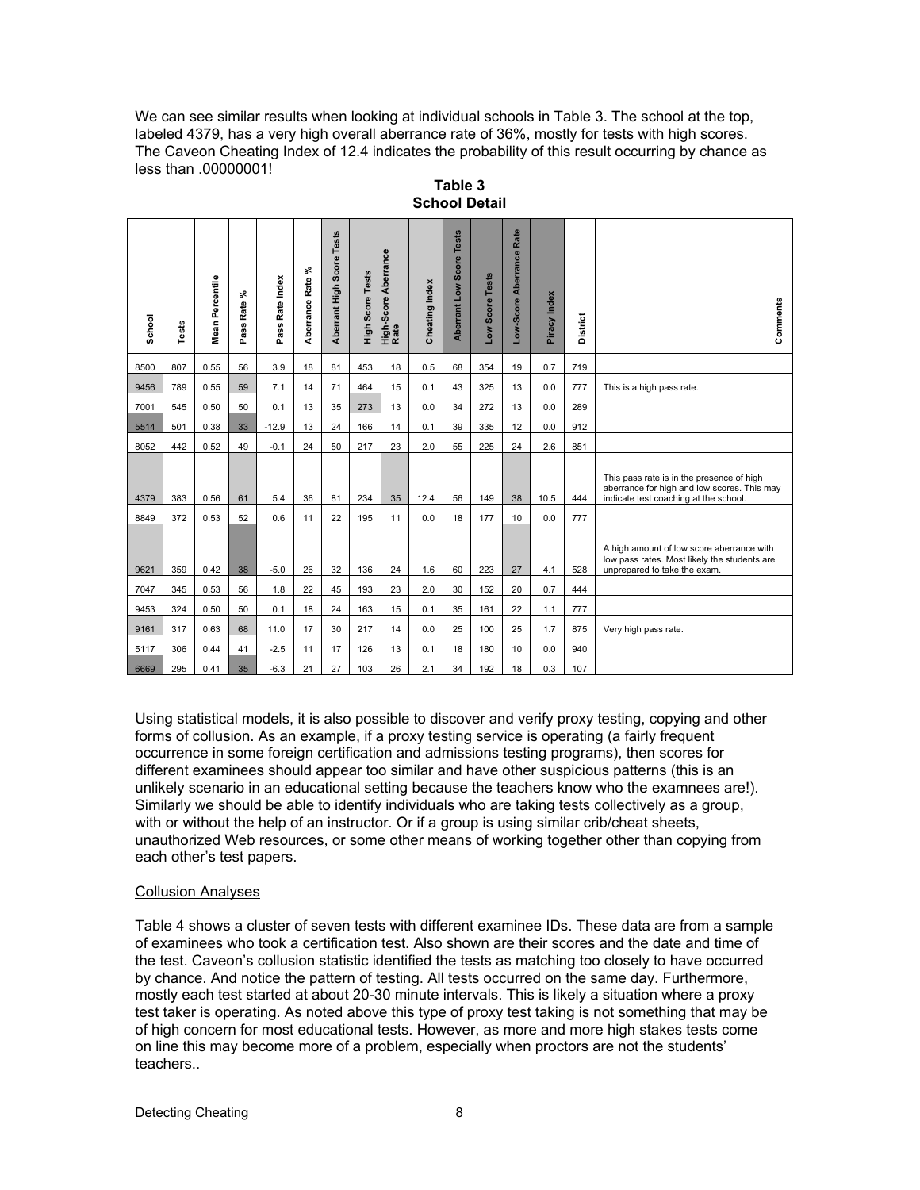We can see similar results when looking at individual schools in Table 3. The school at the top, labeled 4379, has a very high overall aberrance rate of 36%, mostly for tests with high scores. The Caveon Cheating Index of 12.4 indicates the probability of this result occurring by chance as less than .00000001!

**Table 3**
**School Detail**

| School | Tests | Mean Percentile | Pass Rate % | Pass Rate Index | Aberrance Rate % | Aberrant High Score Tests | High Score Tests | High-Score Aberrance Rate | Cheating Index | Aberrant Low Score Tests | Low Score Tests | Low-Score Aberrance Rate | Piracy Index | District | Comments |
|---|---|---|---|---|---|---|---|---|---|---|---|---|---|---|---|
| 8500 | 807 | 0.55 | 56 | 3.9 | 18 | 81 | 453 | 18 | 0.5 | 68 | 354 | 19 | 0.7 | 719 | |
| 9456 | 789 | 0.55 | 59 | 7.1 | 14 | 71 | 464 | 15 | 0.1 | 43 | 325 | 13 | 0.0 | 777 | This is a high pass rate. |
| 7001 | 545 | 0.50 | 50 | 0.1 | 13 | 35 | 273 | 13 | 0.0 | 34 | 272 | 13 | 0.0 | 289 | |
| 5514 | 501 | 0.38 | 33 | -12.9 | 13 | 24 | 166 | 14 | 0.1 | 39 | 335 | 12 | 0.0 | 912 | |
| 8052 | 442 | 0.52 | 49 | -0.1 | 24 | 50 | 217 | 23 | 2.0 | 55 | 225 | 24 | 2.6 | 851 | |
| 4379 | 383 | 0.56 | 61 | 5.4 | 36 | 81 | 234 | 35 | 12.4 | 56 | 149 | 38 | 10.5 | 444 | This pass rate is in the presence of high aberrance for high and low scores. This may indicate test coaching at the school. |
| 8849 | 372 | 0.53 | 52 | 0.6 | 11 | 22 | 195 | 11 | 0.0 | 18 | 177 | 10 | 0.0 | 777 | |
| 9621 | 359 | 0.42 | 38 | -5.0 | 26 | 32 | 136 | 24 | 1.6 | 60 | 223 | 27 | 4.1 | 528 | A high amount of low score aberrance with low pass rates. Most likely the students are unprepared to take the exam. |
| 7047 | 345 | 0.53 | 56 | 1.8 | 22 | 45 | 193 | 23 | 2.0 | 30 | 152 | 20 | 0.7 | 444 | |
| 9453 | 324 | 0.50 | 50 | 0.1 | 18 | 24 | 163 | 15 | 0.1 | 35 | 161 | 22 | 1.1 | 777 | |
| 9161 | 317 | 0.63 | 68 | 11.0 | 17 | 30 | 217 | 14 | 0.0 | 25 | 100 | 25 | 1.7 | 875 | Very high pass rate. |
| 5117 | 306 | 0.44 | 41 | -2.5 | 11 | 17 | 126 | 13 | 0.1 | 18 | 180 | 10 | 0.0 | 940 | |
| 6669 | 295 | 0.41 | 35 | -6.3 | 21 | 27 | 103 | 26 | 2.1 | 34 | 192 | 18 | 0.3 | 107 | |

Using statistical models, it is also possible to discover and verify proxy testing, copying and other forms of collusion. As an example, if a proxy testing service is operating (a fairly frequent occurrence in some foreign certification and admissions testing programs), then scores for different examinees should appear too similar and have other suspicious patterns (this is an unlikely scenario in an educational setting because the teachers know who the examnees are!). Similarly we should be able to identify individuals who are taking tests collectively as a group, with or without the help of an instructor. Or if a group is using similar crib/cheat sheets, unauthorized Web resources, or some other means of working together other than copying from each other's test papers.

## Collusion Analyses

Table 4 shows a cluster of seven tests with different examinee IDs. These data are from a sample of examinees who took a certification test. Also shown are their scores and the date and time of the test. Caveon's collusion statistic identified the tests as matching too closely to have occurred by chance. And notice the pattern of testing. All tests occurred on the same day. Furthermore, mostly each test started at about 20-30 minute intervals. This is likely a situation where a proxy test taker is operating. As noted above this type of proxy test taking is not something that may be of high concern for most educational tests. However, as more and more high stakes tests come on line this may become more of a problem, especially when proctors are not the students' teachers..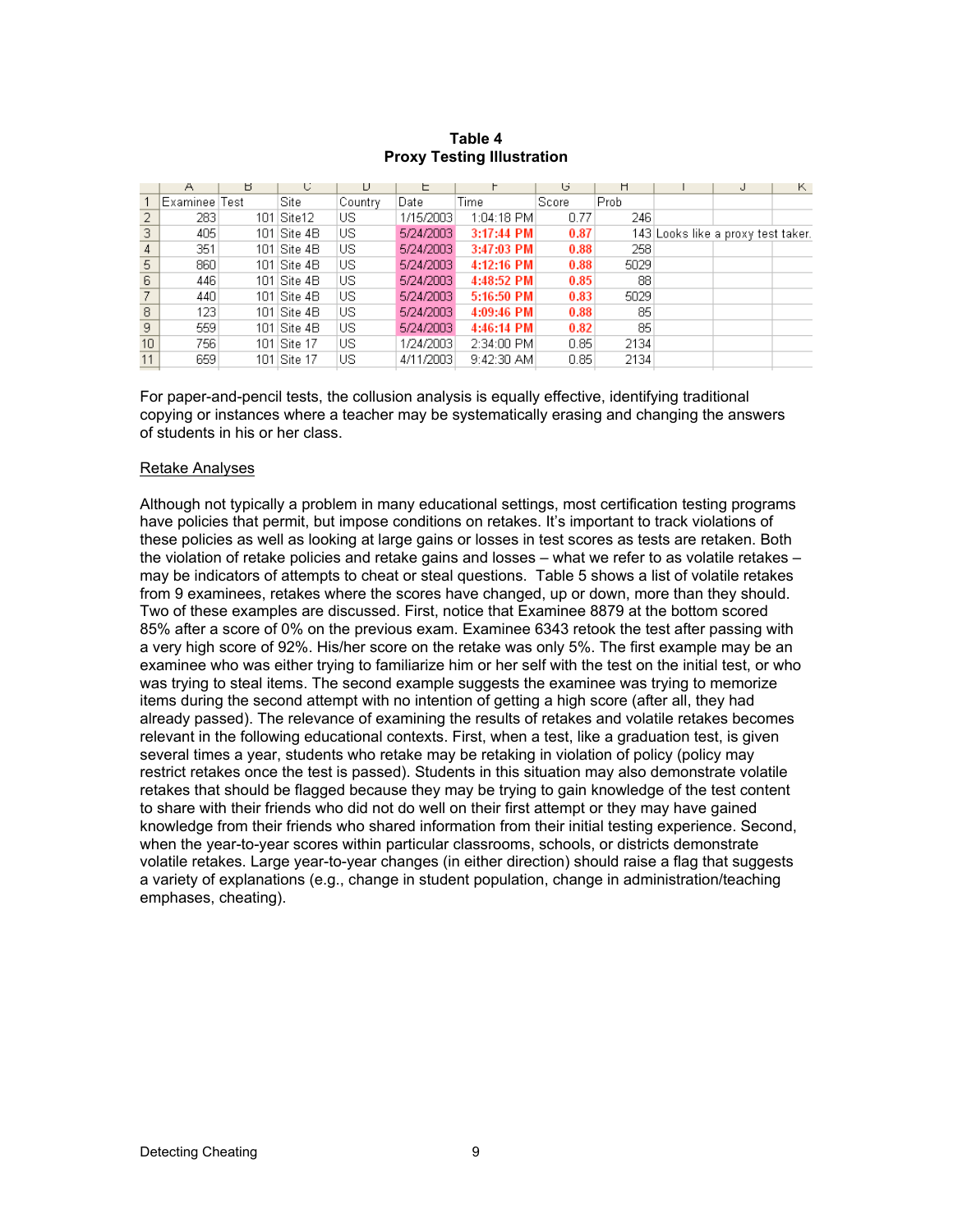**Table 4**
**Proxy Testing Illustration**

| | A | B | C | D | E | F | G | H | I | J | K |
|---|---|---|---|---|---|---|---|---|---|---|---|
| 1 | Examinee | Test | Site | Country | Date | Time | Score | Prob | | | |
| 2 | 283 | 101 | Site12 | US | 1/15/2003 | 1:04:18 PM | 0.77 | 246 | | | |
| 3 | 405 | 101 | Site 4B | US | 5/24/2003 | 3:17:44 PM | 0.87 | 143 | Looks like a proxy test taker. | | |
| 4 | 351 | 101 | Site 4B | US | 5/24/2003 | 3:47:03 PM | 0.88 | 258 | | | |
| 5 | 860 | 101 | Site 4B | US | 5/24/2003 | 4:12:16 PM | 0.88 | 5029 | | | |
| 6 | 446 | 101 | Site 4B | US | 5/24/2003 | 4:48:52 PM | 0.85 | 88 | | | |
| 7 | 440 | 101 | Site 4B | US | 5/24/2003 | 5:16:50 PM | 0.83 | 5029 | | | |
| 8 | 123 | 101 | Site 4B | US | 5/24/2003 | 4:09:46 PM | 0.88 | 85 | | | |
| 9 | 559 | 101 | Site 4B | US | 5/24/2003 | 4:46:14 PM | 0.82 | 85 | | | |
| 10 | 756 | 101 | Site 17 | US | 1/24/2003 | 2:34:00 PM | 0.85 | 2134 | | | |
| 11 | 659 | 101 | Site 17 | US | 4/11/2003 | 9:42:30 AM | 0.85 | 2134 | | | |

For paper-and-pencil tests, the collusion analysis is equally effective, identifying traditional copying or instances where a teacher may be systematically erasing and changing the answers of students in his or her class.

<u>Retake Analyses</u>

Although not typically a problem in many educational settings, most certification testing programs have policies that permit, but impose conditions on retakes. It's important to track violations of these policies as well as looking at large gains or losses in test scores as tests are retaken. Both the violation of retake policies and retake gains and losses – what we refer to as volatile retakes – may be indicators of attempts to cheat or steal questions. Table 5 shows a list of volatile retakes from 9 examinees, retakes where the scores have changed, up or down, more than they should. Two of these examples are discussed. First, notice that Examinee 8879 at the bottom scored 85% after a score of 0% on the previous exam. Examinee 6343 retook the test after passing with a very high score of 92%. His/her score on the retake was only 5%. The first example may be an examinee who was either trying to familiarize him or her self with the test on the initial test, or who was trying to steal items. The second example suggests the examinee was trying to memorize items during the second attempt with no intention of getting a high score (after all, they had already passed). The relevance of examining the results of retakes and volatile retakes becomes relevant in the following educational contexts. First, when a test, like a graduation test, is given several times a year, students who retake may be retaking in violation of policy (policy may restrict retakes once the test is passed). Students in this situation may also demonstrate volatile retakes that should be flagged because they may be trying to gain knowledge of the test content to share with their friends who did not do well on their first attempt or they may have gained knowledge from their friends who shared information from their initial testing experience. Second, when the year-to-year scores within particular classrooms, schools, or districts demonstrate volatile retakes. Large year-to-year changes (in either direction) should raise a flag that suggests a variety of explanations (e.g., change in student population, change in administration/teaching emphases, cheating).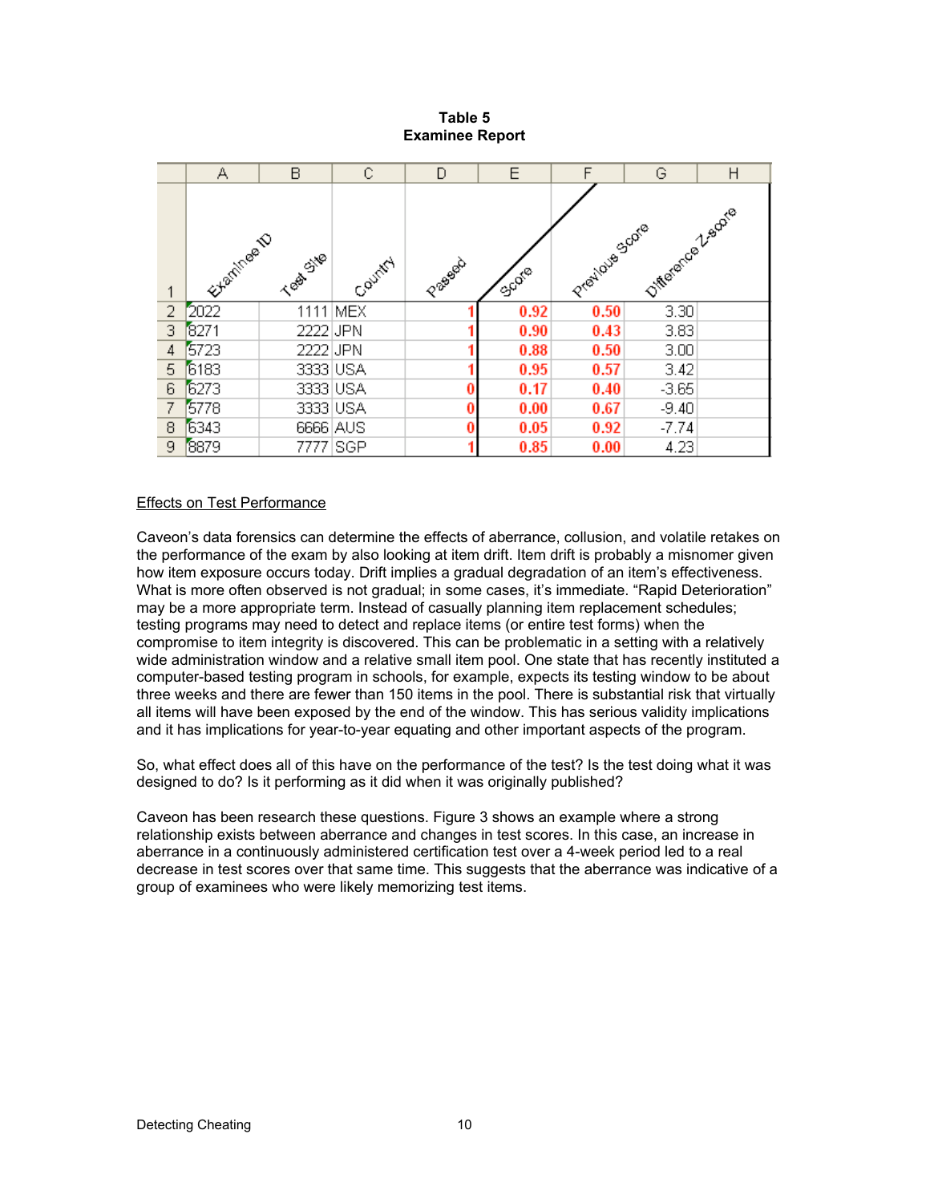**Table 5**
**Examinee Report**

| Examinee ID | Test Site | Country | Passed | Score | Previous Score | Difference Z-score |
|---|---|---|---|---|---|---|
| 2022 | 1111 | MEX | 1 | 0.92 | 0.50 | 3.30 |
| 8271 | 2222 | JPN | 1 | 0.90 | 0.43 | 3.83 |
| 5723 | 2222 | JPN | 1 | 0.88 | 0.50 | 3.00 |
| 6183 | 3333 | USA | 1 | 0.95 | 0.57 | 3.42 |
| 6273 | 3333 | USA | 0 | 0.17 | 0.40 | -3.65 |
| 5778 | 3333 | USA | 0 | 0.00 | 0.67 | -9.40 |
| 6343 | 6666 | AUS | 0 | 0.05 | 0.92 | -7.74 |
| 8879 | 7777 | SGP | 1 | 0.85 | 0.00 | 4.23 |

## Effects on Test Performance

Caveon's data forensics can determine the effects of aberrance, collusion, and volatile retakes on the performance of the exam by also looking at item drift. Item drift is probably a misnomer given how item exposure occurs today. Drift implies a gradual degradation of an item's effectiveness. What is more often observed is not gradual; in some cases, it's immediate. "Rapid Deterioration" may be a more appropriate term. Instead of casually planning item replacement schedules; testing programs may need to detect and replace items (or entire test forms) when the compromise to item integrity is discovered. This can be problematic in a setting with a relatively wide administration window and a relative small item pool. One state that has recently instituted a computer-based testing program in schools, for example, expects its testing window to be about three weeks and there are fewer than 150 items in the pool. There is substantial risk that virtually all items will have been exposed by the end of the window. This has serious validity implications and it has implications for year-to-year equating and other important aspects of the program.

So, what effect does all of this have on the performance of the test? Is the test doing what it was designed to do? Is it performing as it did when it was originally published?

Caveon has been research these questions. Figure 3 shows an example where a strong relationship exists between aberrance and changes in test scores. In this case, an increase in aberrance in a continuously administered certification test over a 4-week period led to a real decrease in test scores over that same time. This suggests that the aberrance was indicative of a group of examinees who were likely memorizing test items.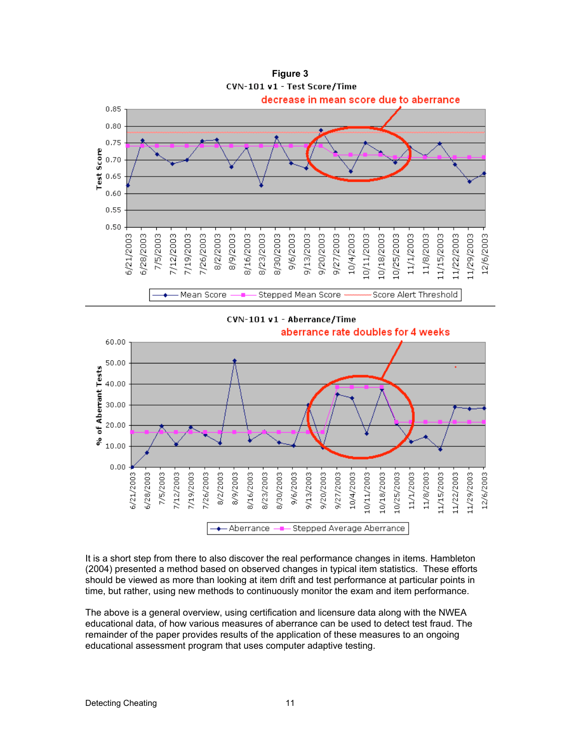**Figure 3**

CVN-101 v1 - Test Score/Time

decrease in mean score due to aberrance

Mean Score | Stepped Mean Score | Score Alert Threshold

CVN-101 v1 - Aberrance/Time

aberrance rate doubles for 4 weeks

Aberrance | Stepped Average Aberrance

It is a short step from there to also discover the real performance changes in items. Hambleton (2004) presented a method based on observed changes in typical item statistics. These efforts should be viewed as more than looking at item drift and test performance at particular points in time, but rather, using new methods to continuously monitor the exam and item performance.

The above is a general overview, using certification and licensure data along with the NWEA educational data, of how various measures of aberrance can be used to detect test fraud. The remainder of the paper provides results of the application of these measures to an ongoing educational assessment program that uses computer adaptive testing.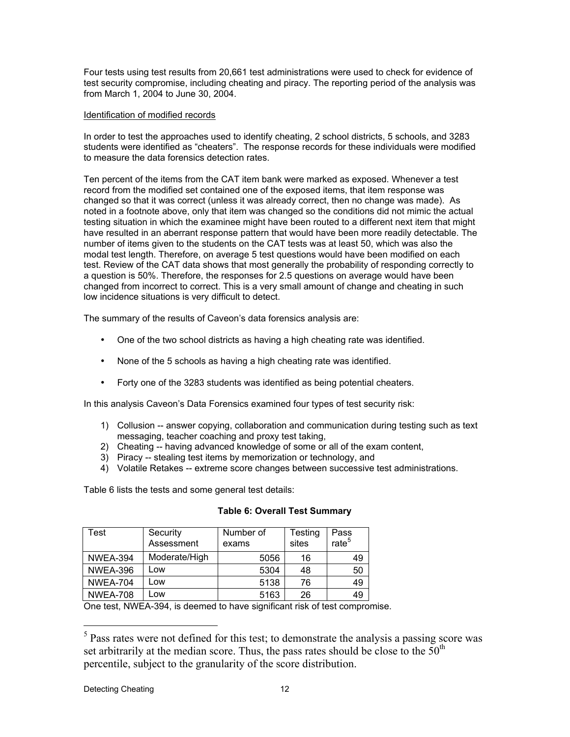Four tests using test results from 20,661 test administrations were used to check for evidence of test security compromise, including cheating and piracy. The reporting period of the analysis was from March 1, 2004 to June 30, 2004.

Identification of modified records

In order to test the approaches used to identify cheating, 2 school districts, 5 schools, and 3283 students were identified as "cheaters". The response records for these individuals were modified to measure the data forensics detection rates.

Ten percent of the items from the CAT item bank were marked as exposed. Whenever a test record from the modified set contained one of the exposed items, that item response was changed so that it was correct (unless it was already correct, then no change was made). As noted in a footnote above, only that item was changed so the conditions did not mimic the actual testing situation in which the examinee might have been routed to a different next item that might have resulted in an aberrant response pattern that would have been more readily detectable. The number of items given to the students on the CAT tests was at least 50, which was also the modal test length. Therefore, on average 5 test questions would have been modified on each test. Review of the CAT data shows that most generally the probability of responding correctly to a question is 50%. Therefore, the responses for 2.5 questions on average would have been changed from incorrect to correct. This is a very small amount of change and cheating in such low incidence situations is very difficult to detect.

The summary of the results of Caveon's data forensics analysis are:

- One of the two school districts as having a high cheating rate was identified.
- None of the 5 schools as having a high cheating rate was identified.
- Forty one of the 3283 students was identified as being potential cheaters.

In this analysis Caveon's Data Forensics examined four types of test security risk:

1) Collusion -- answer copying, collaboration and communication during testing such as text messaging, teacher coaching and proxy test taking,
2) Cheating -- having advanced knowledge of some or all of the exam content,
3) Piracy -- stealing test items by memorization or technology, and
4) Volatile Retakes -- extreme score changes between successive test administrations.

Table 6 lists the tests and some general test details:

**Table 6: Overall Test Summary**

| Test | Security Assessment | Number of exams | Testing sites | Pass rate[5] |
|---|---|---|---|---|
| NWEA-394 | Moderate/High | 5056 | 16 | 49 |
| NWEA-396 | Low | 5304 | 48 | 50 |
| NWEA-704 | Low | 5138 | 76 | 49 |
| NWEA-708 | Low | 5163 | 26 | 49 |

One test, NWEA-394, is deemed to have significant risk of test compromise.

[5] Pass rates were not defined for this test; to demonstrate the analysis a passing score was set arbitrarily at the median score. Thus, the pass rates should be close to the 50th percentile, subject to the granularity of the score distribution.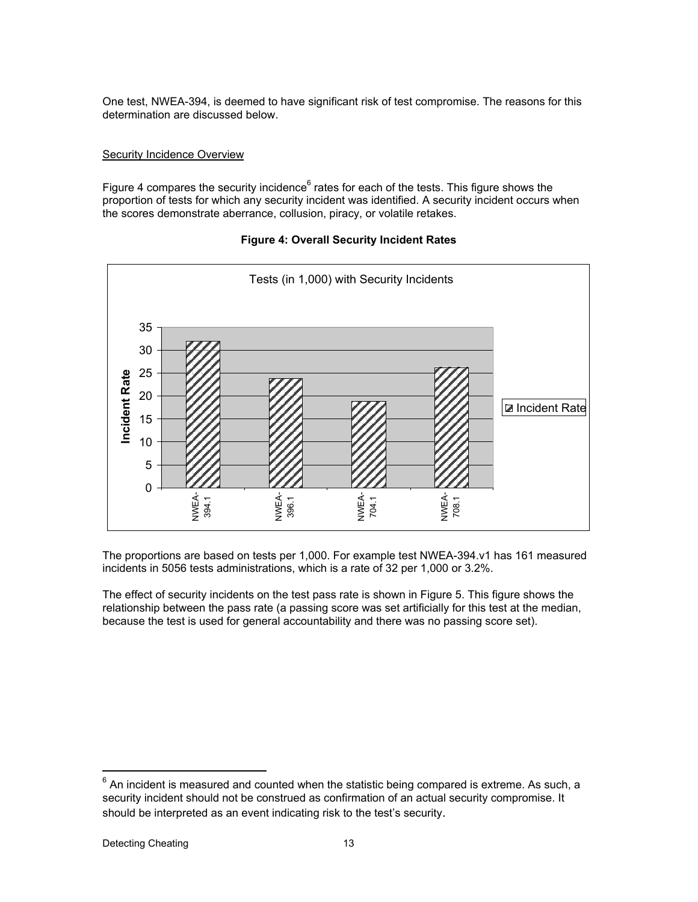One test, NWEA-394, is deemed to have significant risk of test compromise. The reasons for this determination are discussed below.

Security Incidence Overview

Figure 4 compares the security incidence[6] rates for each of the tests. This figure shows the proportion of tests for which any security incident was identified. A security incident occurs when the scores demonstrate aberrance, collusion, piracy, or volatile retakes.

**Figure 4: Overall Security Incident Rates**

The proportions are based on tests per 1,000. For example test NWEA-394.v1 has 161 measured incidents in 5056 tests administrations, which is a rate of 32 per 1,000 or 3.2%.

The effect of security incidents on the test pass rate is shown in Figure 5. This figure shows the relationship between the pass rate (a passing score was set artificially for this test at the median, because the test is used for general accountability and there was no passing score set).

[6] An incident is measured and counted when the statistic being compared is extreme. As such, a security incident should not be construed as confirmation of an actual security compromise. It should be interpreted as an event indicating risk to the test's security.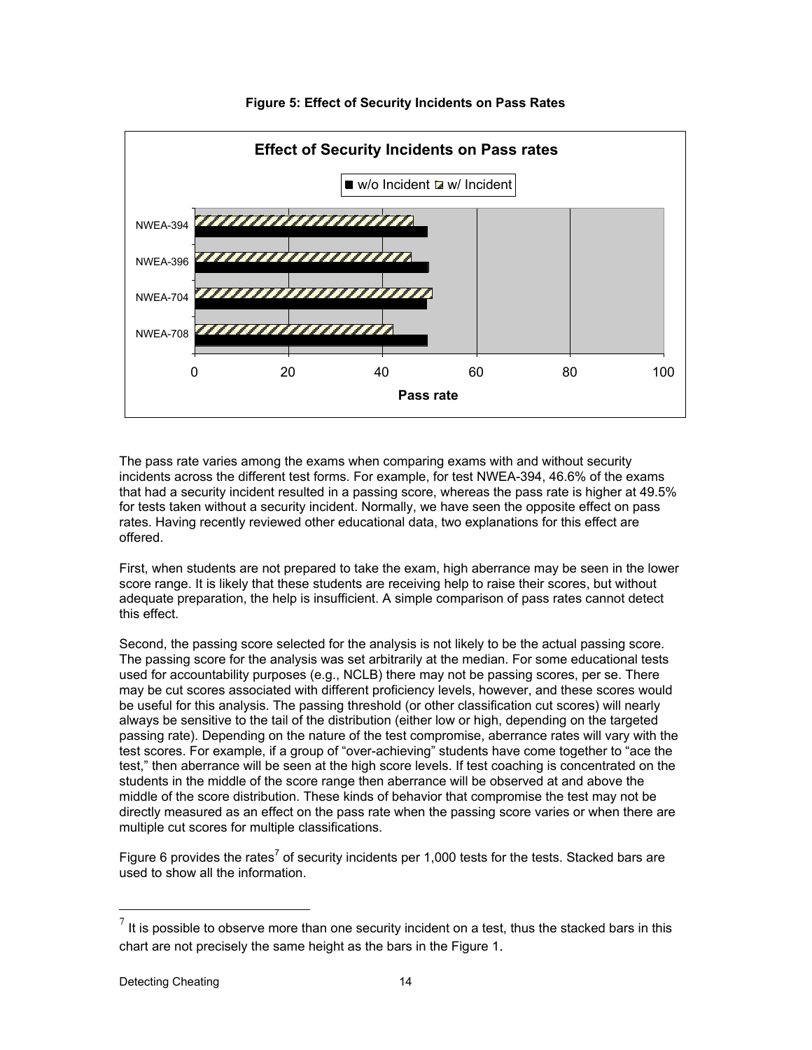**Figure 5: Effect of Security Incidents on Pass Rates**

The pass rate varies among the exams when comparing exams with and without security incidents across the different test forms. For example, for test NWEA-394, 46.6% of the exams that had a security incident resulted in a passing score, whereas the pass rate is higher at 49.5% for tests taken without a security incident. Normally, we have seen the opposite effect on pass rates. Having recently reviewed other educational data, two explanations for this effect are offered.

First, when students are not prepared to take the exam, high aberrance may be seen in the lower score range. It is likely that these students are receiving help to raise their scores, but without adequate preparation, the help is insufficient. A simple comparison of pass rates cannot detect this effect.

Second, the passing score selected for the analysis is not likely to be the actual passing score. The passing score for the analysis was set arbitrarily at the median. For some educational tests used for accountability purposes (e.g., NCLB) there may not be passing scores, per se. There may be cut scores associated with different proficiency levels, however, and these scores would be useful for this analysis. The passing threshold (or other classification cut scores) will nearly always be sensitive to the tail of the distribution (either low or high, depending on the targeted passing rate). Depending on the nature of the test compromise, aberrance rates will vary with the test scores. For example, if a group of "over-achieving" students have come together to "ace the test," then aberrance will be seen at the high score levels. If test coaching is concentrated on the students in the middle of the score range then aberrance will be observed at and above the middle of the score distribution. These kinds of behavior that compromise the test may not be directly measured as an effect on the pass rate when the passing score varies or when there are multiple cut scores for multiple classifications.

Figure 6 provides the rates[7] of security incidents per 1,000 tests for the tests. Stacked bars are used to show all the information.

[7] It is possible to observe more than one security incident on a test, thus the stacked bars in this chart are not precisely the same height as the bars in the Figure 1.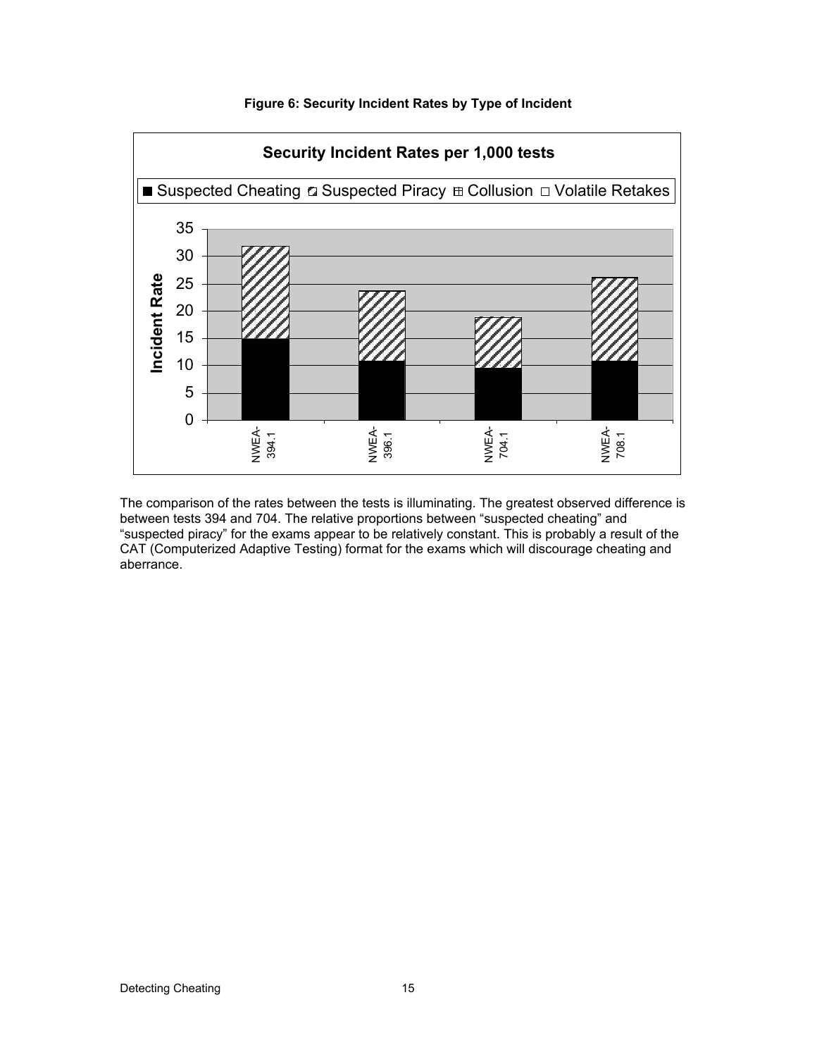**Figure 6: Security Incident Rates by Type of Incident**

The comparison of the rates between the tests is illuminating. The greatest observed difference is between tests 394 and 704. The relative proportions between "suspected cheating" and "suspected piracy" for the exams appear to be relatively constant. This is probably a result of the CAT (Computerized Adaptive Testing) format for the exams which will discourage cheating and aberrance.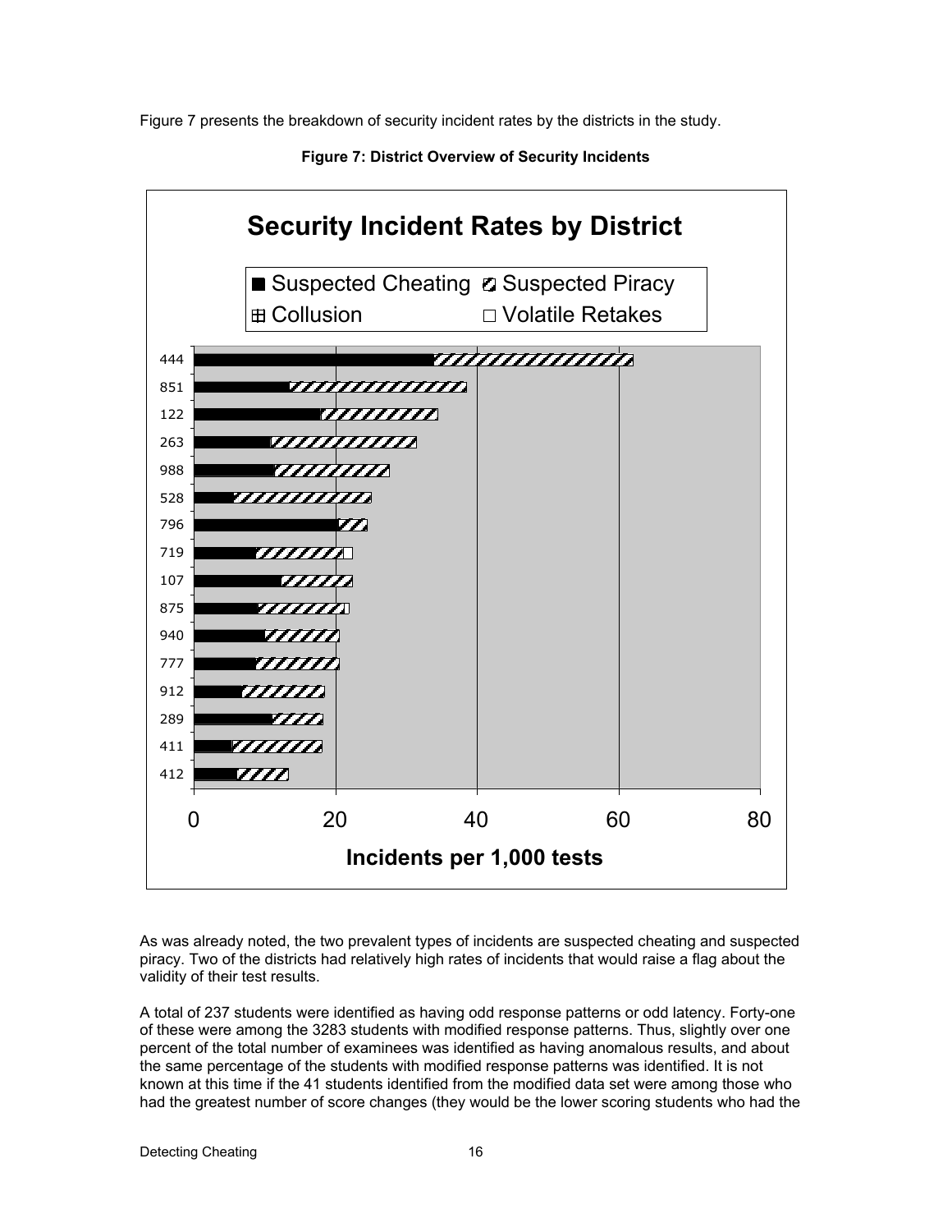Figure 7 presents the breakdown of security incident rates by the districts in the study.

**Figure 7: District Overview of Security Incidents**

As was already noted, the two prevalent types of incidents are suspected cheating and suspected piracy. Two of the districts had relatively high rates of incidents that would raise a flag about the validity of their test results.

A total of 237 students were identified as having odd response patterns or odd latency. Forty-one of these were among the 3283 students with modified response patterns. Thus, slightly over one percent of the total number of examinees was identified as having anomalous results, and about the same percentage of the students with modified response patterns was identified. It is not known at this time if the 41 students identified from the modified data set were among those who had the greatest number of score changes (they would be the lower scoring students who had the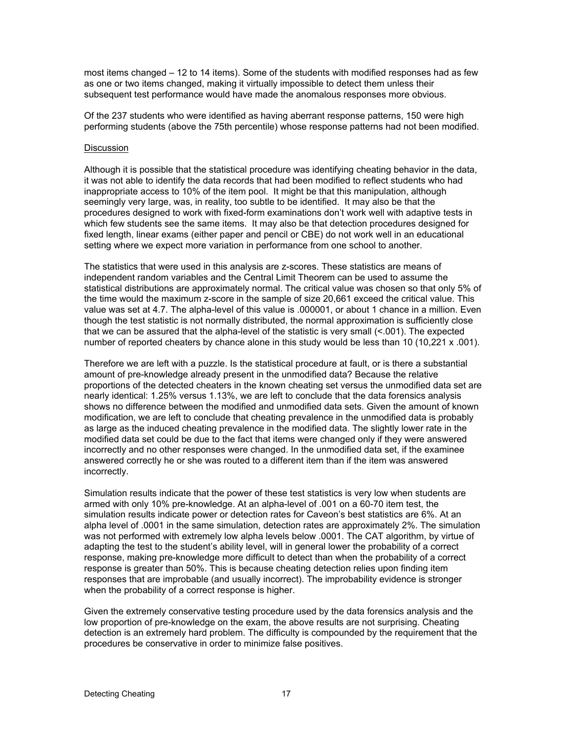most items changed – 12 to 14 items). Some of the students with modified responses had as few as one or two items changed, making it virtually impossible to detect them unless their subsequent test performance would have made the anomalous responses more obvious.

Of the 237 students who were identified as having aberrant response patterns, 150 were high performing students (above the 75th percentile) whose response patterns had not been modified.

Discussion

Although it is possible that the statistical procedure was identifying cheating behavior in the data, it was not able to identify the data records that had been modified to reflect students who had inappropriate access to 10% of the item pool. It might be that this manipulation, although seemingly very large, was, in reality, too subtle to be identified. It may also be that the procedures designed to work with fixed-form examinations don't work well with adaptive tests in which few students see the same items. It may also be that detection procedures designed for fixed length, linear exams (either paper and pencil or CBE) do not work well in an educational setting where we expect more variation in performance from one school to another.

The statistics that were used in this analysis are z-scores. These statistics are means of independent random variables and the Central Limit Theorem can be used to assume the statistical distributions are approximately normal. The critical value was chosen so that only 5% of the time would the maximum z-score in the sample of size 20,661 exceed the critical value. This value was set at 4.7. The alpha-level of this value is .000001, or about 1 chance in a million. Even though the test statistic is not normally distributed, the normal approximation is sufficiently close that we can be assured that the alpha-level of the statistic is very small (<.001). The expected number of reported cheaters by chance alone in this study would be less than 10 (10,221 x .001).

Therefore we are left with a puzzle. Is the statistical procedure at fault, or is there a substantial amount of pre-knowledge already present in the unmodified data? Because the relative proportions of the detected cheaters in the known cheating set versus the unmodified data set are nearly identical: 1.25% versus 1.13%, we are left to conclude that the data forensics analysis shows no difference between the modified and unmodified data sets. Given the amount of known modification, we are left to conclude that cheating prevalence in the unmodified data is probably as large as the induced cheating prevalence in the modified data. The slightly lower rate in the modified data set could be due to the fact that items were changed only if they were answered incorrectly and no other responses were changed. In the unmodified data set, if the examinee answered correctly he or she was routed to a different item than if the item was answered incorrectly.

Simulation results indicate that the power of these test statistics is very low when students are armed with only 10% pre-knowledge. At an alpha-level of .001 on a 60-70 item test, the simulation results indicate power or detection rates for Caveon's best statistics are 6%. At an alpha level of .0001 in the same simulation, detection rates are approximately 2%. The simulation was not performed with extremely low alpha levels below .0001. The CAT algorithm, by virtue of adapting the test to the student's ability level, will in general lower the probability of a correct response, making pre-knowledge more difficult to detect than when the probability of a correct response is greater than 50%. This is because cheating detection relies upon finding item responses that are improbable (and usually incorrect). The improbability evidence is stronger when the probability of a correct response is higher.

Given the extremely conservative testing procedure used by the data forensics analysis and the low proportion of pre-knowledge on the exam, the above results are not surprising. Cheating detection is an extremely hard problem. The difficulty is compounded by the requirement that the procedures be conservative in order to minimize false positives.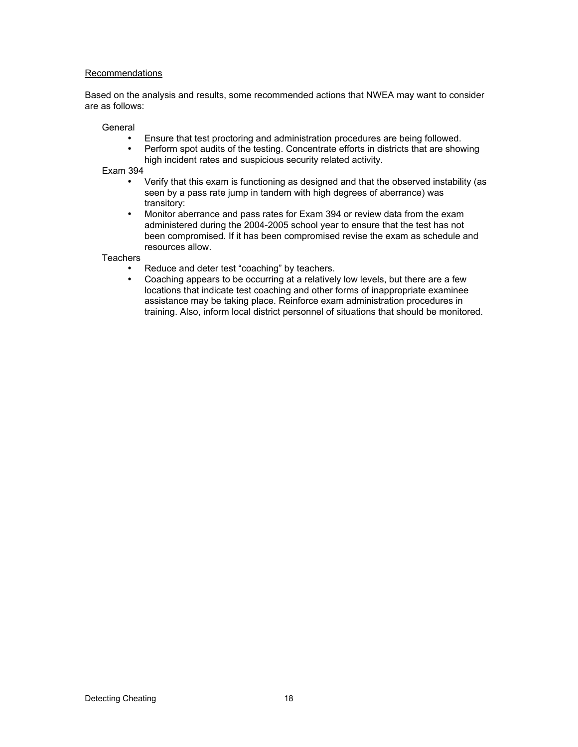## Recommendations

Based on the analysis and results, some recommended actions that NWEA may want to consider are as follows:

General

- Ensure that test proctoring and administration procedures are being followed.
- Perform spot audits of the testing. Concentrate efforts in districts that are showing high incident rates and suspicious security related activity.

Exam 394

- Verify that this exam is functioning as designed and that the observed instability (as seen by a pass rate jump in tandem with high degrees of aberrance) was transitory:
- Monitor aberrance and pass rates for Exam 394 or review data from the exam administered during the 2004-2005 school year to ensure that the test has not been compromised. If it has been compromised revise the exam as schedule and resources allow.

Teachers

- Reduce and deter test "coaching" by teachers.
- Coaching appears to be occurring at a relatively low levels, but there are a few locations that indicate test coaching and other forms of inappropriate examinee assistance may be taking place. Reinforce exam administration procedures in training. Also, inform local district personnel of situations that should be monitored.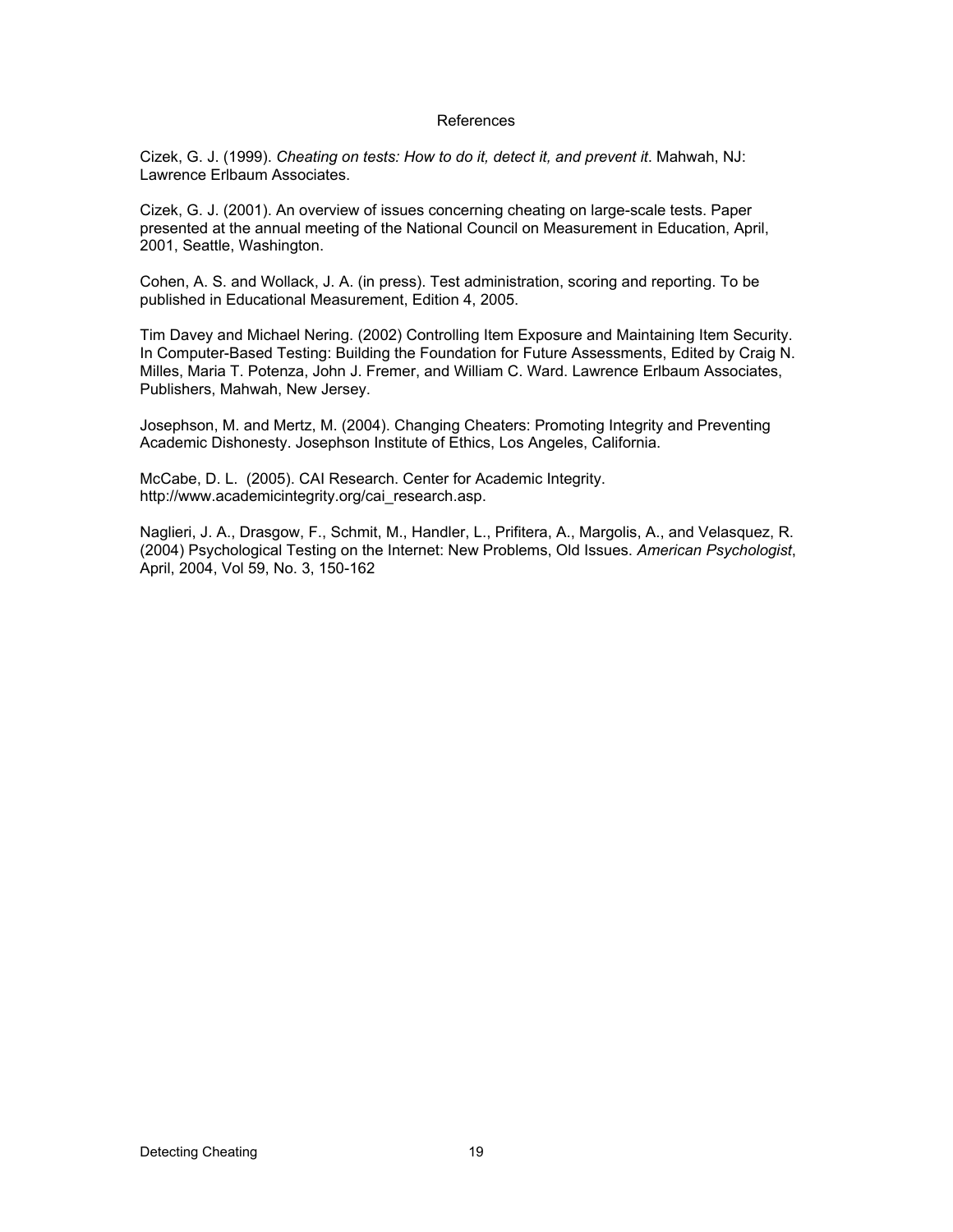# References

Cizek, G. J. (1999). *Cheating on tests: How to do it, detect it, and prevent it*. Mahwah, NJ: Lawrence Erlbaum Associates.

Cizek, G. J. (2001). An overview of issues concerning cheating on large-scale tests. Paper presented at the annual meeting of the National Council on Measurement in Education, April, 2001, Seattle, Washington.

Cohen, A. S. and Wollack, J. A. (in press). Test administration, scoring and reporting. To be published in Educational Measurement, Edition 4, 2005.

Tim Davey and Michael Nering. (2002) Controlling Item Exposure and Maintaining Item Security. In Computer-Based Testing: Building the Foundation for Future Assessments, Edited by Craig N. Milles, Maria T. Potenza, John J. Fremer, and William C. Ward. Lawrence Erlbaum Associates, Publishers, Mahwah, New Jersey.

Josephson, M. and Mertz, M. (2004). Changing Cheaters: Promoting Integrity and Preventing Academic Dishonesty. Josephson Institute of Ethics, Los Angeles, California.

McCabe, D. L. (2005). CAI Research. Center for Academic Integrity. http://www.academicintegrity.org/cai_research.asp.

Naglieri, J. A., Drasgow, F., Schmit, M., Handler, L., Prifitera, A., Margolis, A., and Velasquez, R. (2004) Psychological Testing on the Internet: New Problems, Old Issues. *American Psychologist*, April, 2004, Vol 59, No. 3, 150-162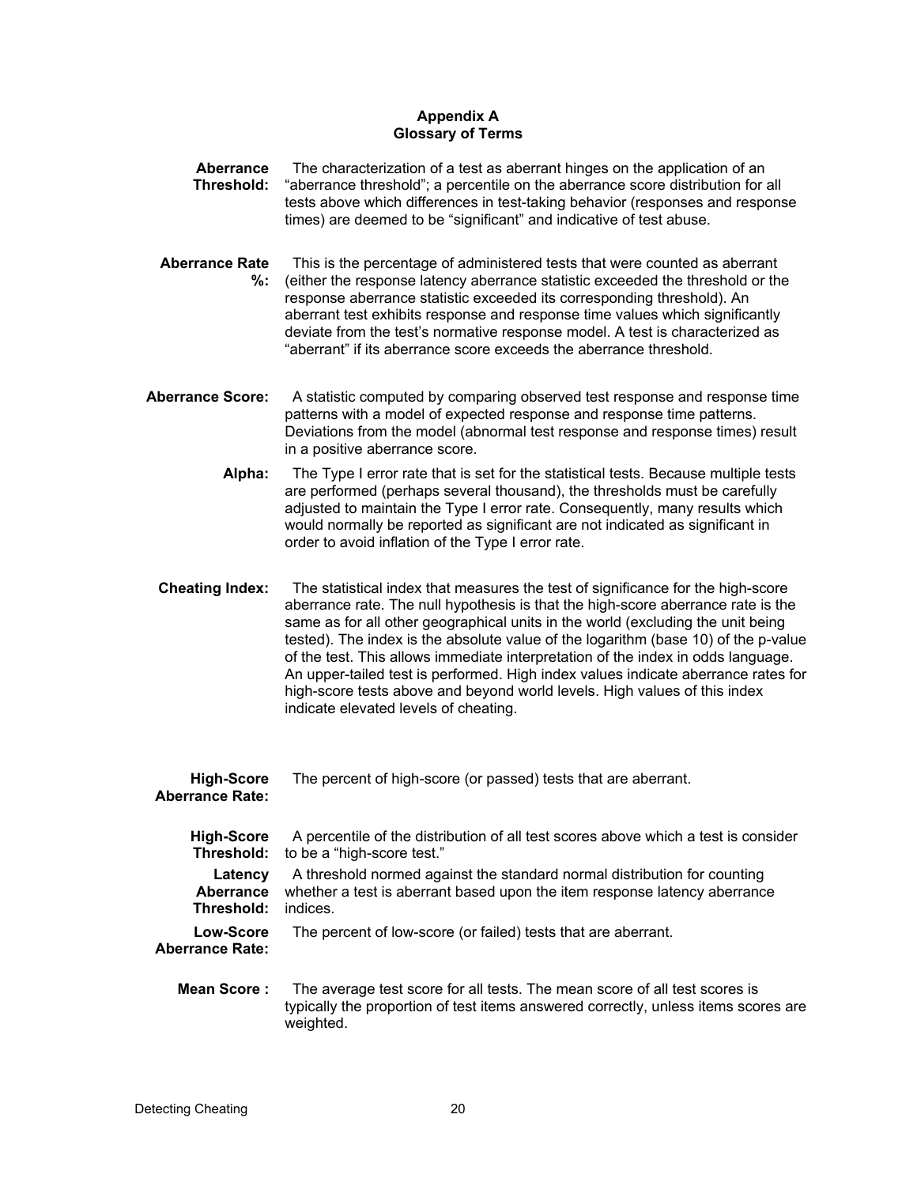## Appendix A
## Glossary of Terms

**Aberrance Threshold:** The characterization of a test as aberrant hinges on the application of an "aberrance threshold"; a percentile on the aberrance score distribution for all tests above which differences in test-taking behavior (responses and response times) are deemed to be "significant" and indicative of test abuse.

**Aberrance Rate %:** This is the percentage of administered tests that were counted as aberrant (either the response latency aberrance statistic exceeded the threshold or the response aberrance statistic exceeded its corresponding threshold). An aberrant test exhibits response and response time values which significantly deviate from the test's normative response model. A test is characterized as "aberrant" if its aberrance score exceeds the aberrance threshold.

**Aberrance Score:** A statistic computed by comparing observed test response and response time patterns with a model of expected response and response time patterns. Deviations from the model (abnormal test response and response times) result in a positive aberrance score.

**Alpha:** The Type I error rate that is set for the statistical tests. Because multiple tests are performed (perhaps several thousand), the thresholds must be carefully adjusted to maintain the Type I error rate. Consequently, many results which would normally be reported as significant are not indicated as significant in order to avoid inflation of the Type I error rate.

**Cheating Index:** The statistical index that measures the test of significance for the high-score aberrance rate. The null hypothesis is that the high-score aberrance rate is the same as for all other geographical units in the world (excluding the unit being tested). The index is the absolute value of the logarithm (base 10) of the p-value of the test. This allows immediate interpretation of the index in odds language. An upper-tailed test is performed. High index values indicate aberrance rates for high-score tests above and beyond world levels. High values of this index indicate elevated levels of cheating.

**High-Score Aberrance Rate:** The percent of high-score (or passed) tests that are aberrant.

**High-Score Threshold:** A percentile of the distribution of all test scores above which a test is consider to be a "high-score test."

**Latency Aberrance Threshold:** A threshold normed against the standard normal distribution for counting whether a test is aberrant based upon the item response latency aberrance indices.

**Low-Score Aberrance Rate:** The percent of low-score (or failed) tests that are aberrant.

**Mean Score :** The average test score for all tests. The mean score of all test scores is typically the proportion of test items answered correctly, unless items scores are weighted.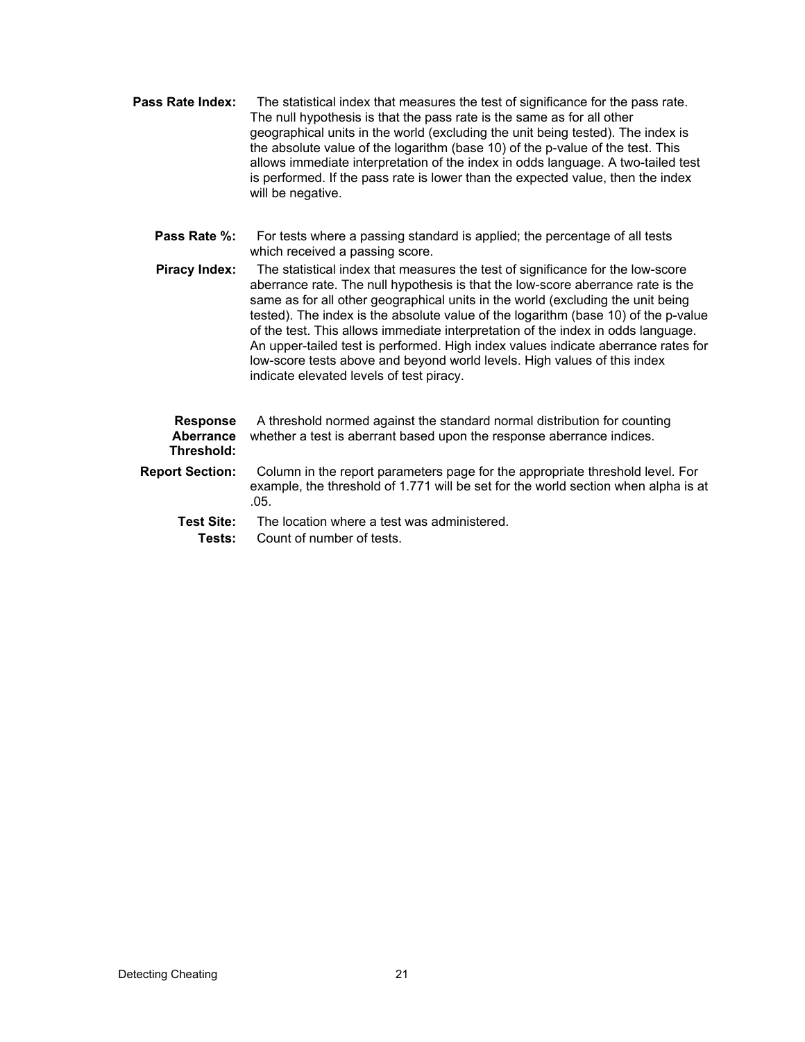**Pass Rate Index:** The statistical index that measures the test of significance for the pass rate. The null hypothesis is that the pass rate is the same as for all other geographical units in the world (excluding the unit being tested). The index is the absolute value of the logarithm (base 10) of the p-value of the test. This allows immediate interpretation of the index in odds language. A two-tailed test is performed. If the pass rate is lower than the expected value, then the index will be negative.

**Pass Rate %:** For tests where a passing standard is applied; the percentage of all tests which received a passing score.

**Piracy Index:** The statistical index that measures the test of significance for the low-score aberrance rate. The null hypothesis is that the low-score aberrance rate is the same as for all other geographical units in the world (excluding the unit being tested). The index is the absolute value of the logarithm (base 10) of the p-value of the test. This allows immediate interpretation of the index in odds language. An upper-tailed test is performed. High index values indicate aberrance rates for low-score tests above and beyond world levels. High values of this index indicate elevated levels of test piracy.

**Response Aberrance Threshold:** A threshold normed against the standard normal distribution for counting whether a test is aberrant based upon the response aberrance indices.

**Report Section:** Column in the report parameters page for the appropriate threshold level. For example, the threshold of 1.771 will be set for the world section when alpha is at .05.

**Test Site:** The location where a test was administered.

**Tests:** Count of number of tests.